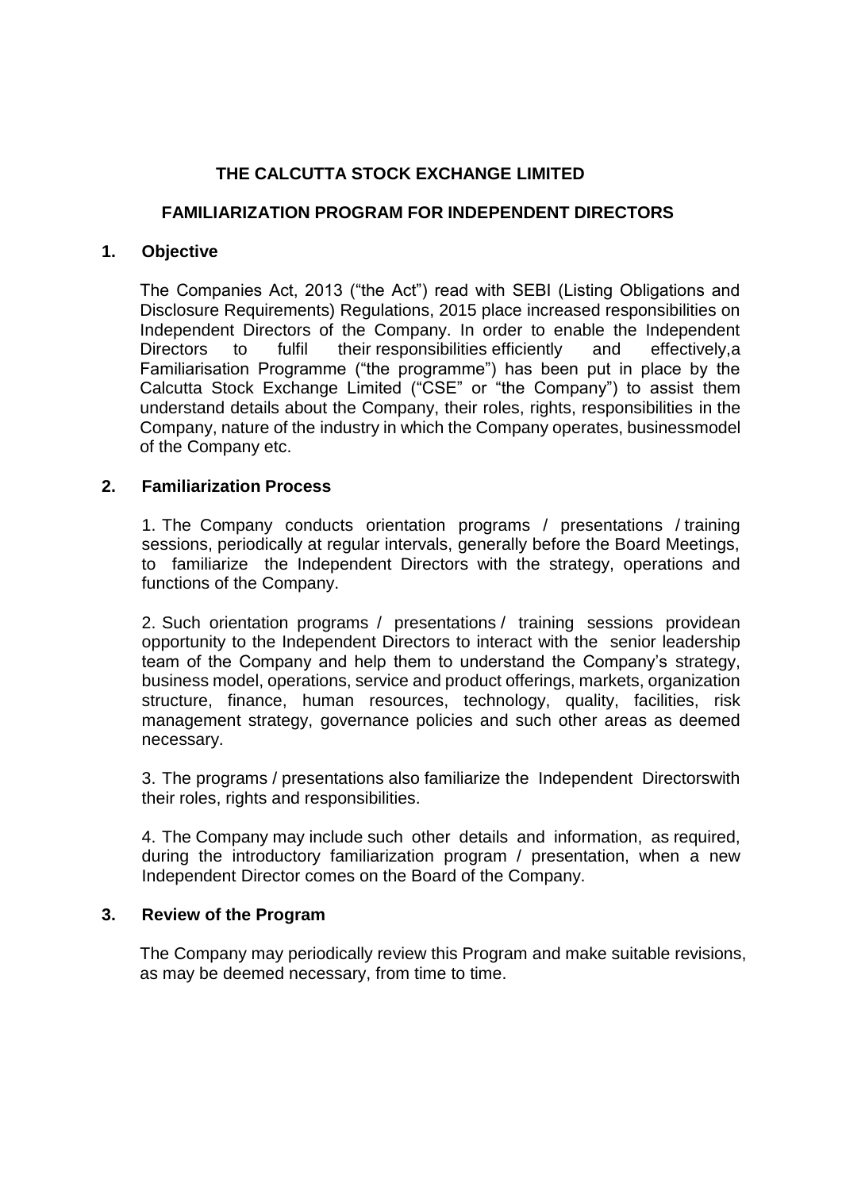# THE CALCUTTA STOCK EXCHANGE LIMITED

## FAMILIARIZATION PROGRAM FOR INDEPENDENT DIRECTORS

### 1. Objective

The Companies Act, 2013 ("the Act") read with SEBI (Listing Obligations and Disclosure Requirements) Regulations, 2015 place increased responsibilities on Independent Directors of the Company. In order to enable the Independent Directors to fulfil their responsibilities efficiently and effectively,a Familiarisation Programme ("the programme") has been put in place by the Calcutta Stock Exchange Limited ("CSE" or "the Company") to assist them understand details about the Company, their roles, rights, responsibilities in the Company, nature of the industry in which the Company operates, businessmodel of the Company etc.

### 2. Familiarization Process

1. The Company conducts orientation programs / presentations / training sessions, periodically at regular intervals, generally before the Board Meetings, to familiarize the Independent Directors with the strategy, operations and functions of the Company.

2. Such orientation programs / presentations / training sessions providean opportunity to the Independent Directors to interact with the senior leadership team of the Company and help them to understand the Company's strategy, business model, operations, service and product offerings, markets, organization structure, finance, human resources, technology, quality, facilities, risk management strategy, governance policies and such other areas as deemed necessary.

3. The programs / presentations also familiarize the Independent Directorswith their roles, rights and responsibilities.

4. The Company may include such other details and information, as required, during the introductory familiarization program / presentation, when a new Independent Director comes on the Board of the Company.

### 3. Review of the Program

The Company may periodically review this Program and make suitable revisions, as may be deemed necessary, from time to time.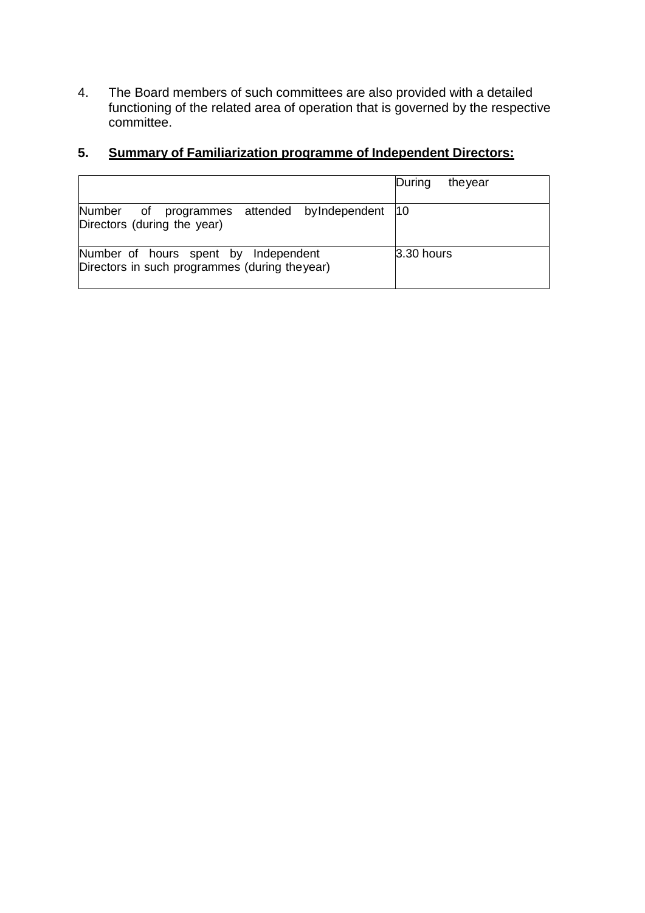4. The Board members of such committees are also provided with a detailed functioning of the related area of operation that is governed by the respective committee.

5. **Summary of Familiarization programme of Independent Directors:**

| | During the year |
|---|---|
| Number of programmes attended by Independent Directors (during the year) | 10 |
| Number of hours spent by Independent Directors in such programmes (during the year) | 3.30 hours |